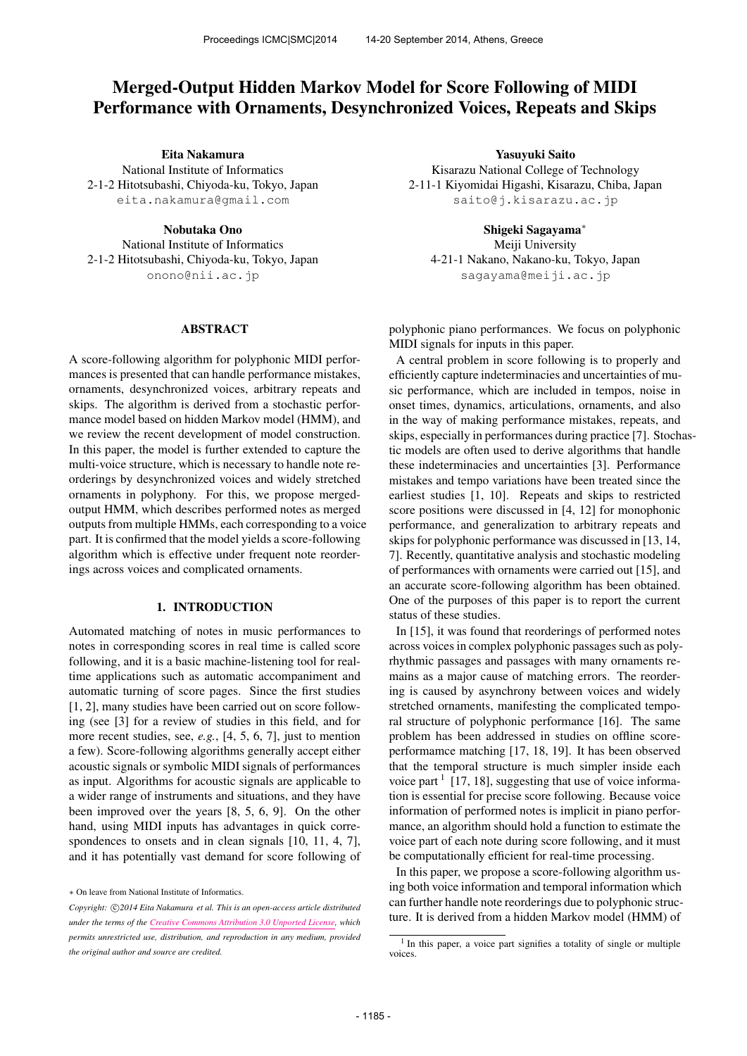# Merged-Output Hidden Markov Model for Score Following of MIDI Performance with Ornaments, Desynchronized Voices, Repeats and Skips

**Eita Nakamura**
National Institute of Informatics
2-1-2 Hitotsubashi, Chiyoda-ku, Tokyo, Japan
eita.nakamura@gmail.com

**Yasuyuki Saito**
Kisarazu National College of Technology
2-11-1 Kiyomidai Higashi, Kisarazu, Chiba, Japan
saito@j.kisarazu.ac.jp

**Nobutaka Ono**
National Institute of Informatics
2-1-2 Hitotsubashi, Chiyoda-ku, Tokyo, Japan
onono@nii.ac.jp

**Shigeki Sagayama***
Meiji University
4-21-1 Nakano, Nakano-ku, Tokyo, Japan
sagayama@meiji.ac.jp

## ABSTRACT

A score-following algorithm for polyphonic MIDI performances is presented that can handle performance mistakes, ornaments, desynchronized voices, arbitrary repeats and skips. The algorithm is derived from a stochastic performance model based on hidden Markov model (HMM), and we review the recent development of model construction. In this paper, the model is further extended to capture the multi-voice structure, which is necessary to handle note reorderings by desynchronized voices and widely stretched ornaments in polyphony. For this, we propose merged-output HMM, which describes performed notes as merged outputs from multiple HMMs, each corresponding to a voice part. It is confirmed that the model yields a score-following algorithm which is effective under frequent note reorderings across voices and complicated ornaments.

## 1. INTRODUCTION

Automated matching of notes in music performances to notes in corresponding scores in real time is called score following, and it is a basic machine-listening tool for real-time applications such as automatic accompaniment and automatic turning of score pages. Since the first studies [1, 2], many studies have been carried out on score following (see [3] for a review of studies in this field, and for more recent studies, see, *e.g.*, [4, 5, 6, 7], just to mention a few). Score-following algorithms generally accept either acoustic signals or symbolic MIDI signals of performances as input. Algorithms for acoustic signals are applicable to a wider range of instruments and situations, and they have been improved over the years [8, 5, 6, 9]. On the other hand, using MIDI inputs has advantages in quick correspondences to onsets and in clean signals [10, 11, 4, 7], and it has potentially vast demand for score following of polyphonic piano performances. We focus on polyphonic MIDI signals for inputs in this paper.

A central problem in score following is to properly and efficiently capture indeterminacies and uncertainties of music performance, which are included in tempos, noise in onset times, dynamics, articulations, ornaments, and also in the way of making performance mistakes, repeats, and skips, especially in performances during practice [7]. Stochastic models are often used to derive algorithms that handle these indeterminacies and uncertainties [3]. Performance mistakes and tempo variations have been treated since the earliest studies [1, 10]. Repeats and skips to restricted score positions were discussed in [4, 12] for monophonic performance, and generalization to arbitrary repeats and skips for polyphonic performance was discussed in [13, 14, 7]. Recently, quantitative analysis and stochastic modeling of performances with ornaments were carried out [15], and an accurate score-following algorithm has been obtained. One of the purposes of this paper is to report the current status of these studies.

In [15], it was found that reorderings of performed notes across voices in complex polyphonic passages such as polyrhythmic passages and passages with many ornaments remains as a major cause of matching errors. The reordering is caused by asynchrony between voices and widely stretched ornaments, manifesting the complicated temporal structure of polyphonic performance [16]. The same problem has been addressed in studies on offline score-performamce matching [17, 18, 19]. It has been observed that the temporal structure is much simpler inside each voice part [1] [17, 18], suggesting that use of voice information is essential for precise score following. Because voice information of performed notes is implicit in piano performance, an algorithm should hold a function to estimate the voice part of each note during score following, and it must be computationally efficient for real-time processing.

In this paper, we propose a score-following algorithm using both voice information and temporal information which can further handle note reorderings due to polyphonic structure. It is derived from a hidden Markov model (HMM) of

[1] In this paper, a voice part signifies a totality of single or multiple voices.

\* On leave from National Institute of Informatics.

*Copyright: ©2014 Eita Nakamura et al. This is an open-access article distributed under the terms of the Creative Commons Attribution 3.0 Unported License, which permits unrestricted use, distribution, and reproduction in any medium, provided the original author and source are credited.*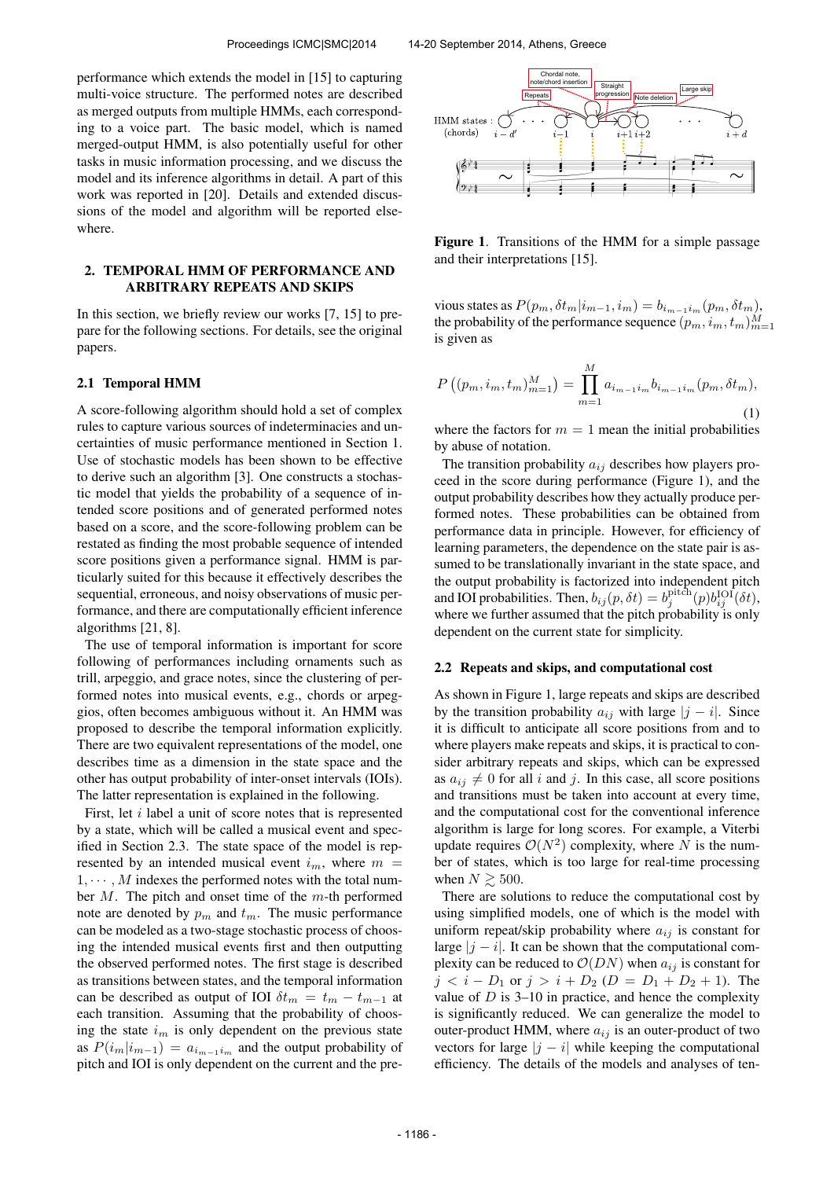performance which extends the model in [15] to capturing multi-voice structure. The performed notes are described as merged outputs from multiple HMMs, each corresponding to a voice part. The basic model, which is named merged-output HMM, is also potentially useful for other tasks in music information processing, and we discuss the model and its inference algorithms in detail. A part of this work was reported in [20]. Details and extended discussions of the model and algorithm will be reported elsewhere.

## 2. TEMPORAL HMM OF PERFORMANCE AND ARBITRARY REPEATS AND SKIPS

In this section, we briefly review our works [7, 15] to prepare for the following sections. For details, see the original papers.

### 2.1 Temporal HMM

A score-following algorithm should hold a set of complex rules to capture various sources of indeterminacies and uncertainties of music performance mentioned in Section 1. Use of stochastic models has been shown to be effective to derive such an algorithm [3]. One constructs a stochastic model that yields the probability of a sequence of intended score positions and of generated performed notes based on a score, and the score-following problem can be restated as finding the most probable sequence of intended score positions given a performance signal. HMM is particularly suited for this because it effectively describes the sequential, erroneous, and noisy observations of music performance, and there are computationally efficient inference algorithms [21, 8].

The use of temporal information is important for score following of performances including ornaments such as trill, arpeggio, and grace notes, since the clustering of performed notes into musical events, e.g., chords or arpeggios, often becomes ambiguous without it. An HMM was proposed to describe the temporal information explicitly. There are two equivalent representations of the model, one describes time as a dimension in the state space and the other has output probability of inter-onset intervals (IOIs). The latter representation is explained in the following.

First, let $i$ label a unit of score notes that is represented by a state, which will be called a musical event and specified in Section 2.3. The state space of the model is represented by an intended musical event $i_m$, where $m = 1, \cdots, M$ indexes the performed notes with the total number $M$. The pitch and onset time of the $m$-th performed note are denoted by $p_m$ and $t_m$. The music performance can be modeled as a two-stage stochastic process of choosing the intended musical events first and then outputting the observed performed notes. The first stage is described as transitions between states, and the temporal information can be described as output of IOI $\delta t_m = t_m - t_{m-1}$ at each transition. Assuming that the probability of choosing the state $i_m$ is only dependent on the previous state as $P(i_m|i_{m-1}) = a_{i_{m-1}i_m}$ and the output probability of pitch and IOI is only dependent on the current and the previous states as $P(p_m, \delta t_m|i_{m-1}, i_m) = b_{i_{m-1}i_m}(p_m, \delta t_m)$, the probability of the performance sequence $(p_m, i_m, t_m)_{m=1}^M$ is given as

$$P\left((p_m, i_m, t_m)_{m=1}^M\right) = \prod_{m=1}^{M} a_{i_{m-1}i_m} b_{i_{m-1}i_m}(p_m, \delta t_m), \tag{1}$$

where the factors for $m = 1$ mean the initial probabilities by abuse of notation.

Figure 1. Transitions of the HMM for a simple passage and their interpretations [15].

The transition probability $a_{ij}$ describes how players proceed in the score during performance (Figure 1), and the output probability describes how they actually produce performed notes. These probabilities can be obtained from performance data in principle. However, for efficiency of learning parameters, the dependence on the state pair is assumed to be translationally invariant in the state space, and the output probability is factorized into independent pitch and IOI probabilities. Then, $b_{ij}(p, \delta t) = b_j^{\rm pitch}(p) b_{ij}^{\rm IOI}(\delta t)$, where we further assumed that the pitch probability is only dependent on the current state for simplicity.

### 2.2 Repeats and skips, and computational cost

As shown in Figure 1, large repeats and skips are described by the transition probability $a_{ij}$ with large $|j - i|$. Since it is difficult to anticipate all score positions from and to where players make repeats and skips, it is practical to consider arbitrary repeats and skips, which can be expressed as $a_{ij} \neq 0$ for all $i$ and $j$. In this case, all score positions and transitions must be taken into account at every time, and the computational cost for the conventional inference algorithm is large for long scores. For example, a Viterbi update requires $\mathcal{O}(N^2)$ complexity, where $N$ is the number of states, which is too large for real-time processing when $N \gtrsim 500$.

There are solutions to reduce the computational cost by using simplified models, one of which is the model with uniform repeat/skip probability where $a_{ij}$ is constant for large $|j - i|$. It can be shown that the computational complexity can be reduced to $\mathcal{O}(DN)$ when $a_{ij}$ is constant for $j < i - D_1$ or $j > i + D_2$ ($D = D_1 + D_2 + 1$). The value of $D$ is 3–10 in practice, and hence the complexity is significantly reduced. We can generalize the model to outer-product HMM, where $a_{ij}$ is an outer-product of two vectors for large $|j - i|$ while keeping the computational efficiency. The details of the models and analyses of ten-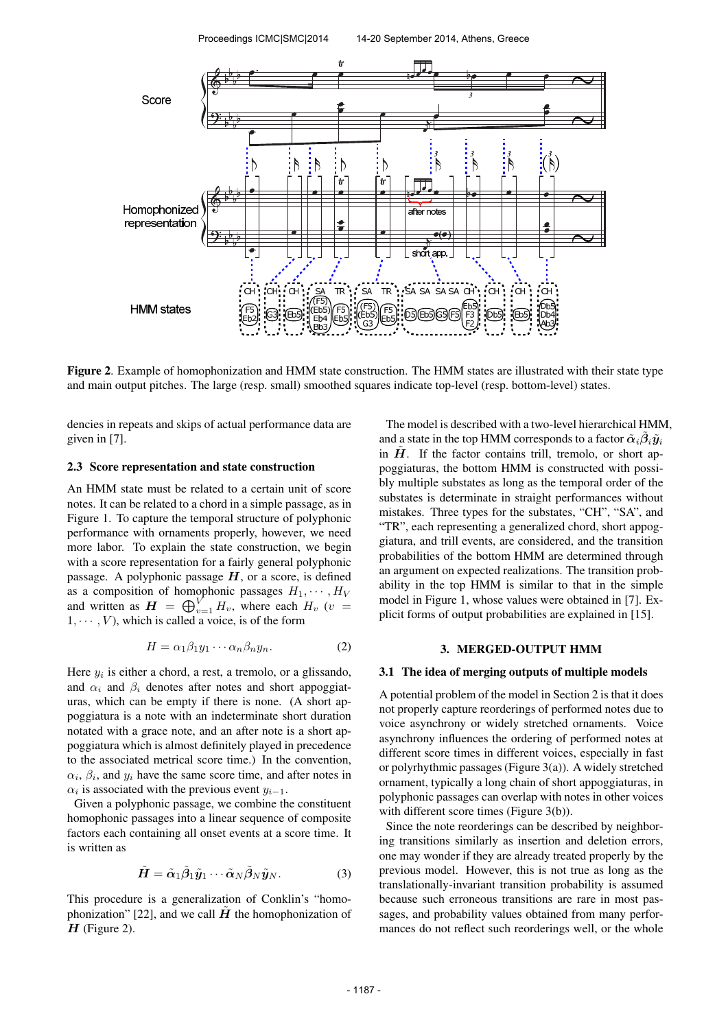**Figure 2**. Example of homophonization and HMM state construction. The HMM states are illustrated with their state type and main output pitches. The large (resp. small) smoothed squares indicate top-level (resp. bottom-level) states.

dencies in repeats and skips of actual performance data are given in [7].

### 2.3 Score representation and state construction

An HMM state must be related to a certain unit of score notes. It can be related to a chord in a simple passage, as in Figure 1. To capture the temporal structure of polyphonic performance with ornaments properly, however, we need more labor. To explain the state construction, we begin with a score representation for a fairly general polyphonic passage. A polyphonic passage $\boldsymbol{H}$, or a score, is defined as a composition of homophonic passages $H_1, \cdots, H_V$ and written as $\boldsymbol{H} = \bigoplus_{v=1}^{V} H_v$, where each $H_v$ ($v = 1, \cdots, V$), which is called a voice, is of the form

$$H = \alpha_1 \beta_1 y_1 \cdots \alpha_n \beta_n y_n. \tag{2}$$

Here $y_i$ is either a chord, a rest, a tremolo, or a glissando, and $\alpha_i$ and $\beta_i$ denotes after notes and short appoggiaturas, which can be empty if there is none. (A short appoggiatura is a note with an indeterminate short duration notated with a grace note, and an after note is a short appoggiatura which is almost definitely played in precedence to the associated metrical score time.) In the convention, $\alpha_i$, $\beta_i$, and $y_i$ have the same score time, and after notes in $\alpha_i$ is associated with the previous event $y_{i-1}$.

Given a polyphonic passage, we combine the constituent homophonic passages into a linear sequence of composite factors each containing all onset events at a score time. It is written as

$$\tilde{\boldsymbol{H}} = \tilde{\boldsymbol{\alpha}}_1 \tilde{\boldsymbol{\beta}}_1 \tilde{\boldsymbol{y}}_1 \cdots \tilde{\boldsymbol{\alpha}}_N \tilde{\boldsymbol{\beta}}_N \tilde{\boldsymbol{y}}_N. \tag{3}$$

This procedure is a generalization of Conklin's "homophonization" [22], and we call $\tilde{\boldsymbol{H}}$ the homophonization of $\boldsymbol{H}$ (Figure 2).

The model is described with a two-level hierarchical HMM, and a state in the top HMM corresponds to a factor $\tilde{\boldsymbol{\alpha}}_i \tilde{\boldsymbol{\beta}}_i \tilde{\boldsymbol{y}}_i$ in $\tilde{\boldsymbol{H}}$. If the factor contains trill, tremolo, or short appoggiaturas, the bottom HMM is constructed with possibly multiple substates as long as the temporal order of the substates is determinate in straight performances without mistakes. Three types for the substates, "CH", "SA", and "TR", each representing a generalized chord, short appoggiatura, and trill events, are considered, and the transition probabilities of the bottom HMM are determined through an argument on expected realizations. The transition probability in the top HMM is similar to that in the simple model in Figure 1, whose values were obtained in [7]. Explicit forms of output probabilities are explained in [15].

## 3. MERGED-OUTPUT HMM

### 3.1 The idea of merging outputs of multiple models

A potential problem of the model in Section 2 is that it does not properly capture reorderings of performed notes due to voice asynchrony or widely stretched ornaments. Voice asynchrony influences the ordering of performed notes at different score times in different voices, especially in fast or polyrhythmic passages (Figure 3(a)). A widely stretched ornament, typically a long chain of short appoggiaturas, in polyphonic passages can overlap with notes in other voices with different score times (Figure 3(b)).

Since the note reorderings can be described by neighboring transitions similarly as insertion and deletion errors, one may wonder if they are already treated properly by the previous model. However, this is not true as long as the translationally-invariant transition probability is assumed because such erroneous transitions are rare in most passages, and probability values obtained from many performances do not reflect such reorderings well, or the whole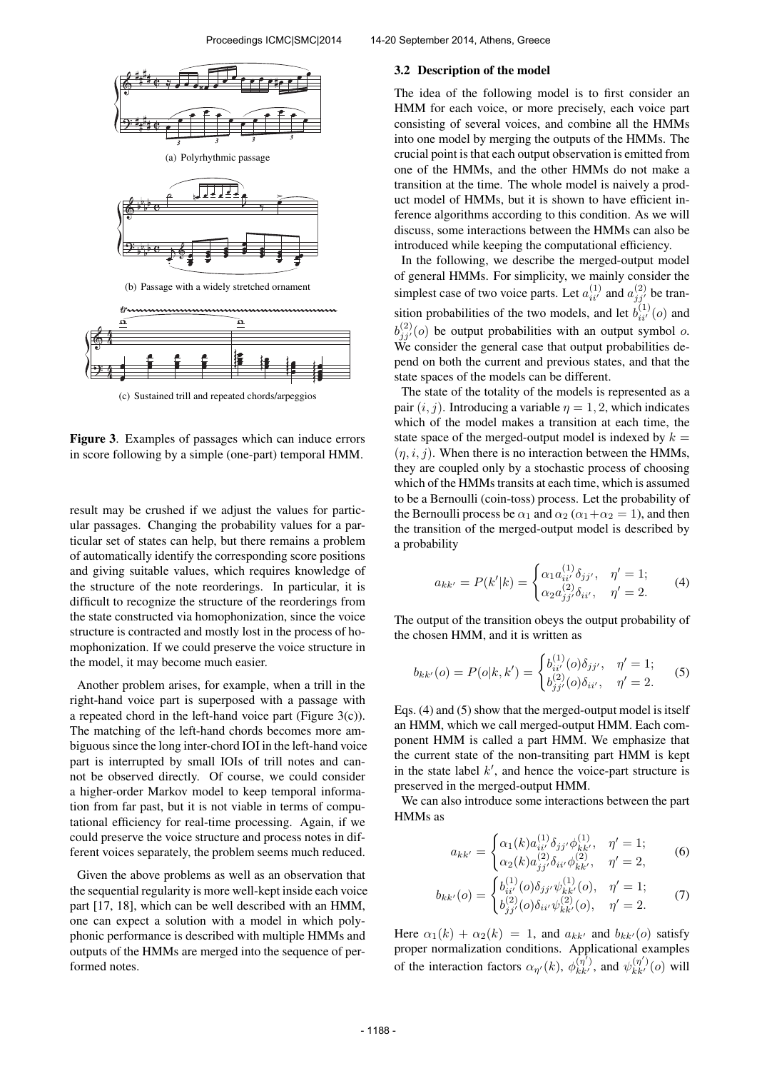(a) Polyrhythmic passage

(b) Passage with a widely stretched ornament

(c) Sustained trill and repeated chords/arpeggios

**Figure 3**. Examples of passages which can induce errors in score following by a simple (one-part) temporal HMM.

result may be crushed if we adjust the values for particular passages. Changing the probability values for a particular set of states can help, but there remains a problem of automatically identify the corresponding score positions and giving suitable values, which requires knowledge of the structure of the note reorderings. In particular, it is difficult to recognize the structure of the reorderings from the state constructed via homophonization, since the voice structure is contracted and mostly lost in the process of homophonization. If we could preserve the voice structure in the model, it may become much easier.

Another problem arises, for example, when a trill in the right-hand voice part is superposed with a passage with a repeated chord in the left-hand voice part (Figure 3(c)). The matching of the left-hand chords becomes more ambiguous since the long inter-chord IOI in the left-hand voice part is interrupted by small IOIs of trill notes and cannot be observed directly. Of course, we could consider a higher-order Markov model to keep temporal information from far past, but it is not viable in terms of computational efficiency for real-time processing. Again, if we could preserve the voice structure and process notes in different voices separately, the problem seems much reduced.

Given the above problems as well as an observation that the sequential regularity is more well-kept inside each voice part [17, 18], which can be well described with an HMM, one can expect a solution with a model in which polyphonic performance is described with multiple HMMs and outputs of the HMMs are merged into the sequence of performed notes.

### 3.2 Description of the model

The idea of the following model is to first consider an HMM for each voice, or more precisely, each voice part consisting of several voices, and combine all the HMMs into one model by merging the outputs of the HMMs. The crucial point is that each output observation is emitted from one of the HMMs, and the other HMMs do not make a transition at the time. The whole model is naively a product model of HMMs, but it is shown to have efficient inference algorithms according to this condition. As we will discuss, some interactions between the HMMs can also be introduced while keeping the computational efficiency.

In the following, we describe the merged-output model of general HMMs. For simplicity, we mainly consider the simplest case of two voice parts. Let $a^{(1)}_{ii'}$ and $a^{(2)}_{jj'}$ be transition probabilities of the two models, and let $b^{(1)}_{ii'}(o)$ and $b^{(2)}_{jj'}(o)$ be output probabilities with an output symbol $o$. We consider the general case that output probabilities depend on both the current and previous states, and that the state spaces of the models can be different.

The state of the totality of the models is represented as a pair $(i, j)$. Introducing a variable $\eta = 1, 2$, which indicates which of the model makes a transition at each time, the state space of the merged-output model is indexed by $k = (\eta, i, j)$. When there is no interaction between the HMMs, they are coupled only by a stochastic process of choosing which of the HMMs transits at each time, which is assumed to be a Bernoulli (coin-toss) process. Let the probability of the Bernoulli process be $\alpha_1$ and $\alpha_2$ ($\alpha_1+\alpha_2 = 1$), and then the transition of the merged-output model is described by a probability

$$a_{kk'} = P(k'|k) = \begin{cases} \alpha_1 a^{(1)}_{ii'} \delta_{jj'}, & \eta' = 1; \\ \alpha_2 a^{(2)}_{jj'} \delta_{ii'}, & \eta' = 2. \end{cases} \quad (4)$$

The output of the transition obeys the output probability of the chosen HMM, and it is written as

$$b_{kk'}(o) = P(o|k, k') = \begin{cases} b^{(1)}_{ii'}(o) \delta_{jj'}, & \eta' = 1; \\ b^{(2)}_{jj'}(o) \delta_{ii'}, & \eta' = 2. \end{cases} \quad (5)$$

Eqs. (4) and (5) show that the merged-output model is itself an HMM, which we call merged-output HMM. Each component HMM is called a part HMM. We emphasize that the current state of the non-transiting part HMM is kept in the state label $k'$, and hence the voice-part structure is preserved in the merged-output HMM.

We can also introduce some interactions between the part HMMs as

$$a_{kk'} = \begin{cases} \alpha_1(k) a^{(1)}_{ii'} \delta_{jj'} \phi^{(1)}_{kk'}, & \eta' = 1; \\ \alpha_2(k) a^{(2)}_{jj'} \delta_{ii'} \phi^{(2)}_{kk'}, & \eta' = 2, \end{cases} \quad (6)$$

$$b_{kk'}(o) = \begin{cases} b^{(1)}_{ii'}(o) \delta_{jj'} \psi^{(1)}_{kk'}(o), & \eta' = 1; \\ b^{(2)}_{jj'}(o) \delta_{ii'} \psi^{(2)}_{kk'}(o), & \eta' = 2. \end{cases} \quad (7)$$

Here $\alpha_1(k) + \alpha_2(k) = 1$, and $a_{kk'}$ and $b_{kk'}(o)$ satisfy proper normalization conditions. Applicational examples of the interaction factors $\alpha_{\eta'}(k)$, $\phi^{(\eta')}_{kk'}$, and $\psi^{(\eta')}_{kk'}(o)$ will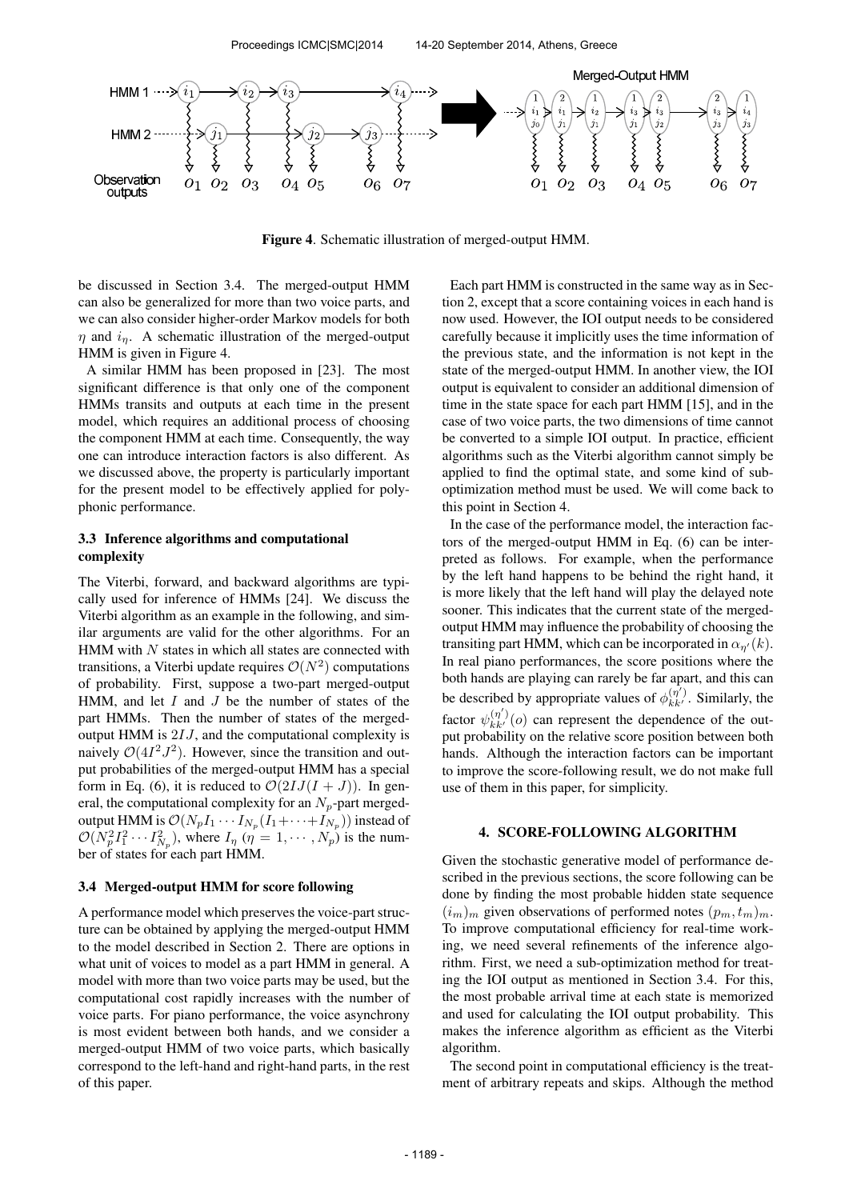Figure 4. Schematic illustration of merged-output HMM.

be discussed in Section 3.4. The merged-output HMM can also be generalized for more than two voice parts, and we can also consider higher-order Markov models for both $\eta$ and $i_\eta$. A schematic illustration of the merged-output HMM is given in Figure 4.

A similar HMM has been proposed in [23]. The most significant difference is that only one of the component HMMs transits and outputs at each time in the present model, which requires an additional process of choosing the component HMM at each time. Consequently, the way one can introduce interaction factors is also different. As we discussed above, the property is particularly important for the present model to be effectively applied for polyphonic performance.

### 3.3 Inference algorithms and computational complexity

The Viterbi, forward, and backward algorithms are typically used for inference of HMMs [24]. We discuss the Viterbi algorithm as an example in the following, and similar arguments are valid for the other algorithms. For an HMM with $N$ states in which all states are connected with transitions, a Viterbi update requires $\mathcal{O}(N^2)$ computations of probability. First, suppose a two-part merged-output HMM, and let $I$ and $J$ be the number of states of the part HMMs. Then the number of states of the merged-output HMM is $2IJ$, and the computational complexity is naively $\mathcal{O}(4I^2J^2)$. However, since the transition and output probabilities of the merged-output HMM has a special form in Eq. (6), it is reduced to $\mathcal{O}(2IJ(I+J))$. In general, the computational complexity for an $N_p$-part merged-output HMM is $\mathcal{O}(N_p I_1 \cdots I_{N_p}(I_1+\cdots+I_{N_p}))$ instead of $\mathcal{O}(N_p^2 I_1^2 \cdots I_{N_p}^2)$, where $I_\eta$ ($\eta = 1, \cdots, N_p$) is the number of states for each part HMM.

### 3.4 Merged-output HMM for score following

A performance model which preserves the voice-part structure can be obtained by applying the merged-output HMM to the model described in Section 2. There are options in what unit of voices to model as a part HMM in general. A model with more than two voice parts may be used, but the computational cost rapidly increases with the number of voice parts. For piano performance, the voice asynchrony is most evident between both hands, and we consider a merged-output HMM of two voice parts, which basically correspond to the left-hand and right-hand parts, in the rest of this paper.

Each part HMM is constructed in the same way as in Section 2, except that a score containing voices in each hand is now used. However, the IOI output needs to be considered carefully because it implicitly uses the time information of the previous state, and the information is not kept in the state of the merged-output HMM. In another view, the IOI output is equivalent to consider an additional dimension of time in the state space for each part HMM [15], and in the case of two voice parts, the two dimensions of time cannot be converted to a simple IOI output. In practice, efficient algorithms such as the Viterbi algorithm cannot simply be applied to find the optimal state, and some kind of sub-optimization method must be used. We will come back to this point in Section 4.

In the case of the performance model, the interaction factors of the merged-output HMM in Eq. (6) can be interpreted as follows. For example, when the performance by the left hand happens to be behind the right hand, it is more likely that the left hand will play the delayed note sooner. This indicates that the current state of the merged-output HMM may influence the probability of choosing the transiting part HMM, which can be incorporated in $\alpha_{\eta'}(k)$. In real piano performances, the score positions where the both hands are playing can rarely be far apart, and this can be described by appropriate values of $\phi_{kk'}^{(\eta')}$. Similarly, the factor $\psi_{kk'}^{(\eta')}(o)$ can represent the dependence of the output probability on the relative score position between both hands. Although the interaction factors can be important to improve the score-following result, we do not make full use of them in this paper, for simplicity.

## 4. SCORE-FOLLOWING ALGORITHM

Given the stochastic generative model of performance described in the previous sections, the score following can be done by finding the most probable hidden state sequence $(i_m)_m$ given observations of performed notes $(p_m, t_m)_m$. To improve computational efficiency for real-time working, we need several refinements of the inference algorithm. First, we need a sub-optimization method for treating the IOI output as mentioned in Section 3.4. For this, the most probable arrival time at each state is memorized and used for calculating the IOI output probability. This makes the inference algorithm as efficient as the Viterbi algorithm.

The second point in computational efficiency is the treatment of arbitrary repeats and skips. Although the method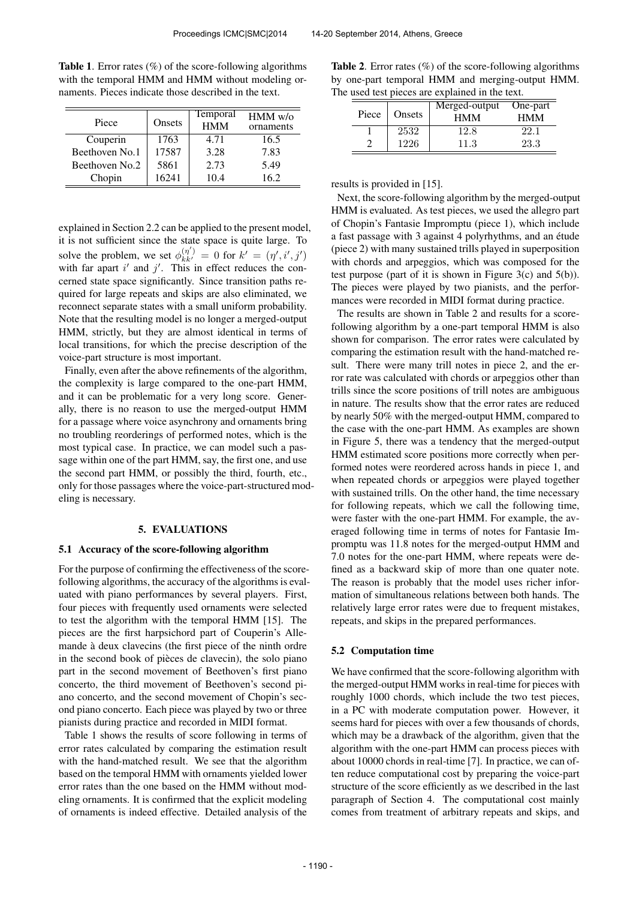**Table 1**. Error rates (%) of the score-following algorithms with the temporal HMM and HMM without modeling ornaments. Pieces indicate those described in the text.

| Piece | Onsets | Temporal HMM | HMM w/o ornaments |
|---|---|---|---|
| Couperin | 1763 | 4.71 | 16.5 |
| Beethoven No.1 | 17587 | 3.28 | 7.83 |
| Beethoven No.2 | 5861 | 2.73 | 5.49 |
| Chopin | 16241 | 10.4 | 16.2 |

explained in Section 2.2 can be applied to the present model, it is not sufficient since the state space is quite large. To solve the problem, we set $\phi_{kk'}^{(\eta')} = 0$ for $k' = (\eta', i', j')$ with far apart $i'$ and $j'$. This in effect reduces the concerned state space significantly. Since transition paths required for large repeats and skips are also eliminated, we reconnect separate states with a small uniform probability. Note that the resulting model is no longer a merged-output HMM, strictly, but they are almost identical in terms of local transitions, for which the precise description of the voice-part structure is most important.

Finally, even after the above refinements of the algorithm, the complexity is large compared to the one-part HMM, and it can be problematic for a very long score. Generally, there is no reason to use the merged-output HMM for a passage where voice asynchrony and ornaments bring no troubling reorderings of performed notes, which is the most typical case. In practice, we can model such a passage within one of the part HMM, say, the first one, and use the second part HMM, or possibly the third, fourth, etc., only for those passages where the voice-part-structured modeling is necessary.

## 5. EVALUATIONS

### 5.1 Accuracy of the score-following algorithm

For the purpose of confirming the effectiveness of the score-following algorithms, the accuracy of the algorithms is evaluated with piano performances by several players. First, four pieces with frequently used ornaments were selected to test the algorithm with the temporal HMM [15]. The pieces are the first harpsichord part of Couperin's Allemande à deux clavecins (the first piece of the ninth ordre in the second book of pièces de clavecin), the solo piano part in the second movement of Beethoven's first piano concerto, the third movement of Beethoven's second piano concerto, and the second movement of Chopin's second piano concerto. Each piece was played by two or three pianists during practice and recorded in MIDI format.

Table 1 shows the results of score following in terms of error rates calculated by comparing the estimation result with the hand-matched result. We see that the algorithm based on the temporal HMM with ornaments yielded lower error rates than the one based on the HMM without modeling ornaments. It is confirmed that the explicit modeling of ornaments is indeed effective. Detailed analysis of the results is provided in [15].

**Table 2**. Error rates (%) of the score-following algorithms by one-part temporal HMM and merging-output HMM. The used test pieces are explained in the text.

| Piece | Onsets | Merged-output HMM | One-part HMM |
|---|---|---|---|
| 1 | 2532 | 12.8 | 22.1 |
| 2 | 1226 | 11.3 | 23.3 |

Next, the score-following algorithm by the merged-output HMM is evaluated. As test pieces, we used the allegro part of Chopin's Fantasie Impromptu (piece 1), which include a fast passage with 3 against 4 polyrhythms, and an étude (piece 2) with many sustained trills played in superposition with chords and arpeggios, which was composed for the test purpose (part of it is shown in Figure 3(c) and 5(b)). The pieces were played by two pianists, and the performances were recorded in MIDI format during practice.

The results are shown in Table 2 and results for a score-following algorithm by a one-part temporal HMM is also shown for comparison. The error rates were calculated by comparing the estimation result with the hand-matched result. There were many trill notes in piece 2, and the error rate was calculated with chords or arpeggios other than trills since the score positions of trill notes are ambiguous in nature. The results show that the error rates are reduced by nearly 50% with the merged-output HMM, compared to the case with the one-part HMM. As examples are shown in Figure 5, there was a tendency that the merged-output HMM estimated score positions more correctly when performed notes were reordered across hands in piece 1, and when repeated chords or arpeggios were played together with sustained trills. On the other hand, the time necessary for following repeats, which we call the following time, were faster with the one-part HMM. For example, the averaged following time in terms of notes for Fantasie Impromptu was 11.8 notes for the merged-output HMM and 7.0 notes for the one-part HMM, where repeats were defined as a backward skip of more than one quater note. The reason is probably that the model uses richer information of simultaneous relations between both hands. The relatively large error rates were due to frequent mistakes, repeats, and skips in the prepared performances.

### 5.2 Computation time

We have confirmed that the score-following algorithm with the merged-output HMM works in real-time for pieces with roughly 1000 chords, which include the two test pieces, in a PC with moderate computation power. However, it seems hard for pieces with over a few thousands of chords, which may be a drawback of the algorithm, given that the algorithm with the one-part HMM can process pieces with about 10000 chords in real-time [7]. In practice, we can often reduce computational cost by preparing the voice-part structure of the score efficiently as we described in the last paragraph of Section 4. The computational cost mainly comes from treatment of arbitrary repeats and skips, and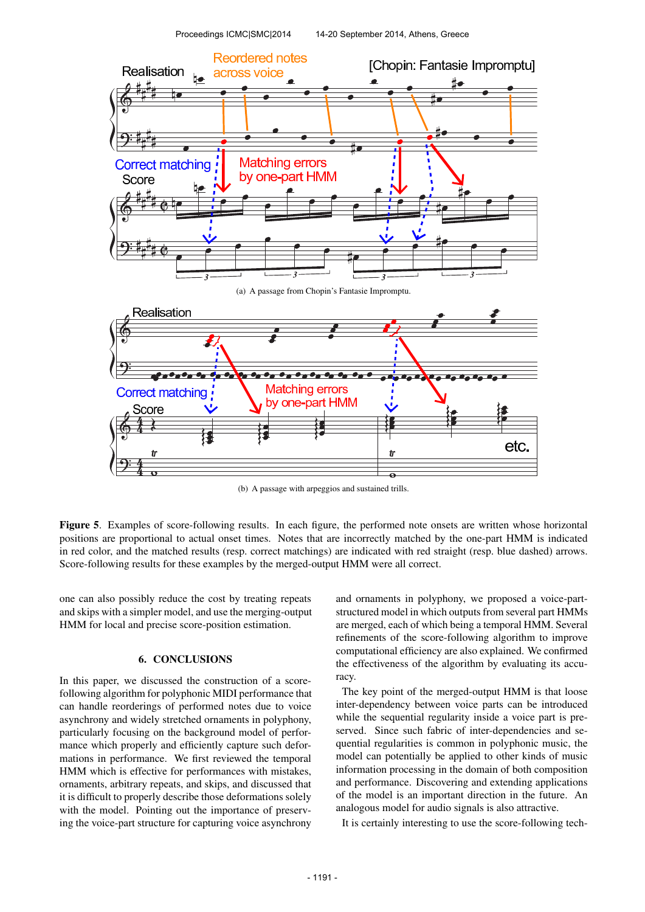(a) A passage from Chopin's Fantasie Impromptu.

(b) A passage with arpeggios and sustained trills.

**Figure 5**. Examples of score-following results. In each figure, the performed note onsets are written whose horizontal positions are proportional to actual onset times. Notes that are incorrectly matched by the one-part HMM is indicated in red color, and the matched results (resp. correct matchings) are indicated with red straight (resp. blue dashed) arrows. Score-following results for these examples by the merged-output HMM were all correct.

one can also possibly reduce the cost by treating repeats and skips with a simpler model, and use the merging-output HMM for local and precise score-position estimation.

## 6. CONCLUSIONS

In this paper, we discussed the construction of a score-following algorithm for polyphonic MIDI performance that can handle reorderings of performed notes due to voice asynchrony and widely stretched ornaments in polyphony, particularly focusing on the background model of performance which properly and efficiently capture such deformations in performance. We first reviewed the temporal HMM which is effective for performances with mistakes, ornaments, arbitrary repeats, and skips, and discussed that it is difficult to properly describe those deformations solely with the model. Pointing out the importance of preserving the voice-part structure for capturing voice asynchrony and ornaments in polyphony, we proposed a voice-part-structured model in which outputs from several part HMMs are merged, each of which being a temporal HMM. Several refinements of the score-following algorithm to improve computational efficiency are also explained. We confirmed the effectiveness of the algorithm by evaluating its accuracy.

The key point of the merged-output HMM is that loose inter-dependency between voice parts can be introduced while the sequential regularity inside a voice part is preserved. Since such fabric of inter-dependencies and sequential regularities is common in polyphonic music, the model can potentially be applied to other kinds of music information processing in the domain of both composition and performance. Discovering and extending applications of the model is an important direction in the future. An analogous model for audio signals is also attractive.

It is certainly interesting to use the score-following tech-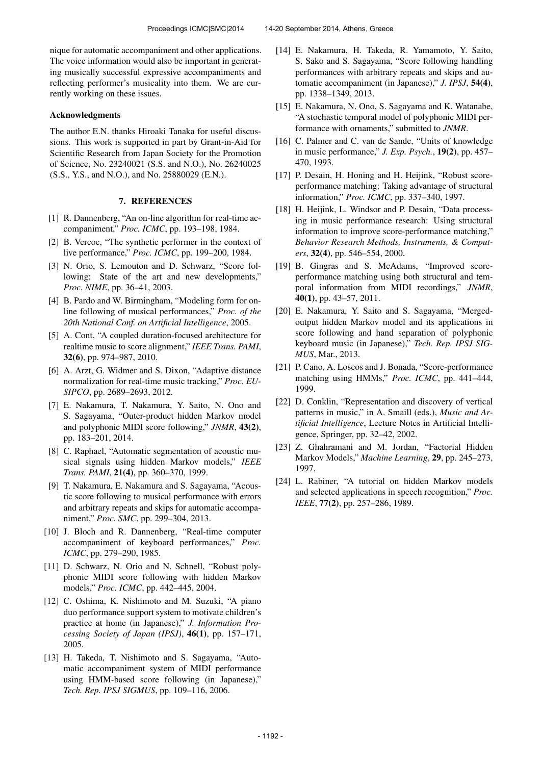nique for automatic accompaniment and other applications. The voice information would also be important in generating musically successful expressive accompaniments and reflecting performer's musicality into them. We are currently working on these issues.

### Acknowledgments

The author E.N. thanks Hiroaki Tanaka for useful discussions. This work is supported in part by Grant-in-Aid for Scientific Research from Japan Society for the Promotion of Science, No. 23240021 (S.S. and N.O.), No. 26240025 (S.S., Y.S., and N.O.), and No. 25880029 (E.N.).

## 7. REFERENCES

[1] R. Dannenberg, "An on-line algorithm for real-time accompaniment," *Proc. ICMC*, pp. 193–198, 1984.

[2] B. Vercoe, "The synthetic performer in the context of live performance," *Proc. ICMC*, pp. 199–200, 1984.

[3] N. Orio, S. Lemouton and D. Schwarz, "Score following: State of the art and new developments," *Proc. NIME*, pp. 36–41, 2003.

[4] B. Pardo and W. Birmingham, "Modeling form for online following of musical performances," *Proc. of the 20th National Conf. on Artificial Intelligence*, 2005.

[5] A. Cont, "A coupled duration-focused architecture for realtime music to score alignment," *IEEE Trans. PAMI*, **32(6)**, pp. 974–987, 2010.

[6] A. Arzt, G. Widmer and S. Dixon, "Adaptive distance normalization for real-time music tracking," *Proc. EUSIPCO*, pp. 2689–2693, 2012.

[7] E. Nakamura, T. Nakamura, Y. Saito, N. Ono and S. Sagayama, "Outer-product hidden Markov model and polyphonic MIDI score following," *JNMR*, **43(2)**, pp. 183–201, 2014.

[8] C. Raphael, "Automatic segmentation of acoustic musical signals using hidden Markov models," *IEEE Trans. PAMI*, **21(4)**, pp. 360–370, 1999.

[9] T. Nakamura, E. Nakamura and S. Sagayama, "Acoustic score following to musical performance with errors and arbitrary repeats and skips for automatic accompaniment," *Proc. SMC*, pp. 299–304, 2013.

[10] J. Bloch and R. Dannenberg, "Real-time computer accompaniment of keyboard performances," *Proc. ICMC*, pp. 279–290, 1985.

[11] D. Schwarz, N. Orio and N. Schnell, "Robust polyphonic MIDI score following with hidden Markov models," *Proc. ICMC*, pp. 442–445, 2004.

[12] C. Oshima, K. Nishimoto and M. Suzuki, "A piano duo performance support system to motivate children's practice at home (in Japanese)," *J. Information Processing Society of Japan (IPSJ)*, **46(1)**, pp. 157–171, 2005.

[13] H. Takeda, T. Nishimoto and S. Sagayama, "Automatic accompaniment system of MIDI performance using HMM-based score following (in Japanese)," *Tech. Rep. IPSJ SIGMUS*, pp. 109–116, 2006.

[14] E. Nakamura, H. Takeda, R. Yamamoto, Y. Saito, S. Sako and S. Sagayama, "Score following handling performances with arbitrary repeats and skips and automatic accompaniment (in Japanese)," *J. IPSJ*, **54(4)**, pp. 1338–1349, 2013.

[15] E. Nakamura, N. Ono, S. Sagayama and K. Watanabe, "A stochastic temporal model of polyphonic MIDI performance with ornaments," submitted to *JNMR*.

[16] C. Palmer and C. van de Sande, "Units of knowledge in music performance," *J. Exp. Psych.*, **19(2)**, pp. 457–470, 1993.

[17] P. Desain, H. Honing and H. Heijink, "Robust score-performance matching: Taking advantage of structural information," *Proc. ICMC*, pp. 337–340, 1997.

[18] H. Heijink, L. Windsor and P. Desain, "Data processing in music performance research: Using structural information to improve score-performance matching," *Behavior Research Methods, Instruments, & Computers*, **32(4)**, pp. 546–554, 2000.

[19] B. Gingras and S. McAdams, "Improved score-performance matching using both structural and temporal information from MIDI recordings," *JNMR*, **40(1)**, pp. 43–57, 2011.

[20] E. Nakamura, Y. Saito and S. Sagayama, "Merged-output hidden Markov model and its applications in score following and hand separation of polyphonic keyboard music (in Japanese)," *Tech. Rep. IPSJ SIGMUS*, Mar., 2013.

[21] P. Cano, A. Loscos and J. Bonada, "Score-performance matching using HMMs," *Proc. ICMC*, pp. 441–444, 1999.

[22] D. Conklin, "Representation and discovery of vertical patterns in music," in A. Smaill (eds.), *Music and Artificial Intelligence*, Lecture Notes in Artificial Intelligence, Springer, pp. 32–42, 2002.

[23] Z. Ghahramani and M. Jordan, "Factorial Hidden Markov Models," *Machine Learning*, **29**, pp. 245–273, 1997.

[24] L. Rabiner, "A tutorial on hidden Markov models and selected applications in speech recognition," *Proc. IEEE*, **77(2)**, pp. 257–286, 1989.